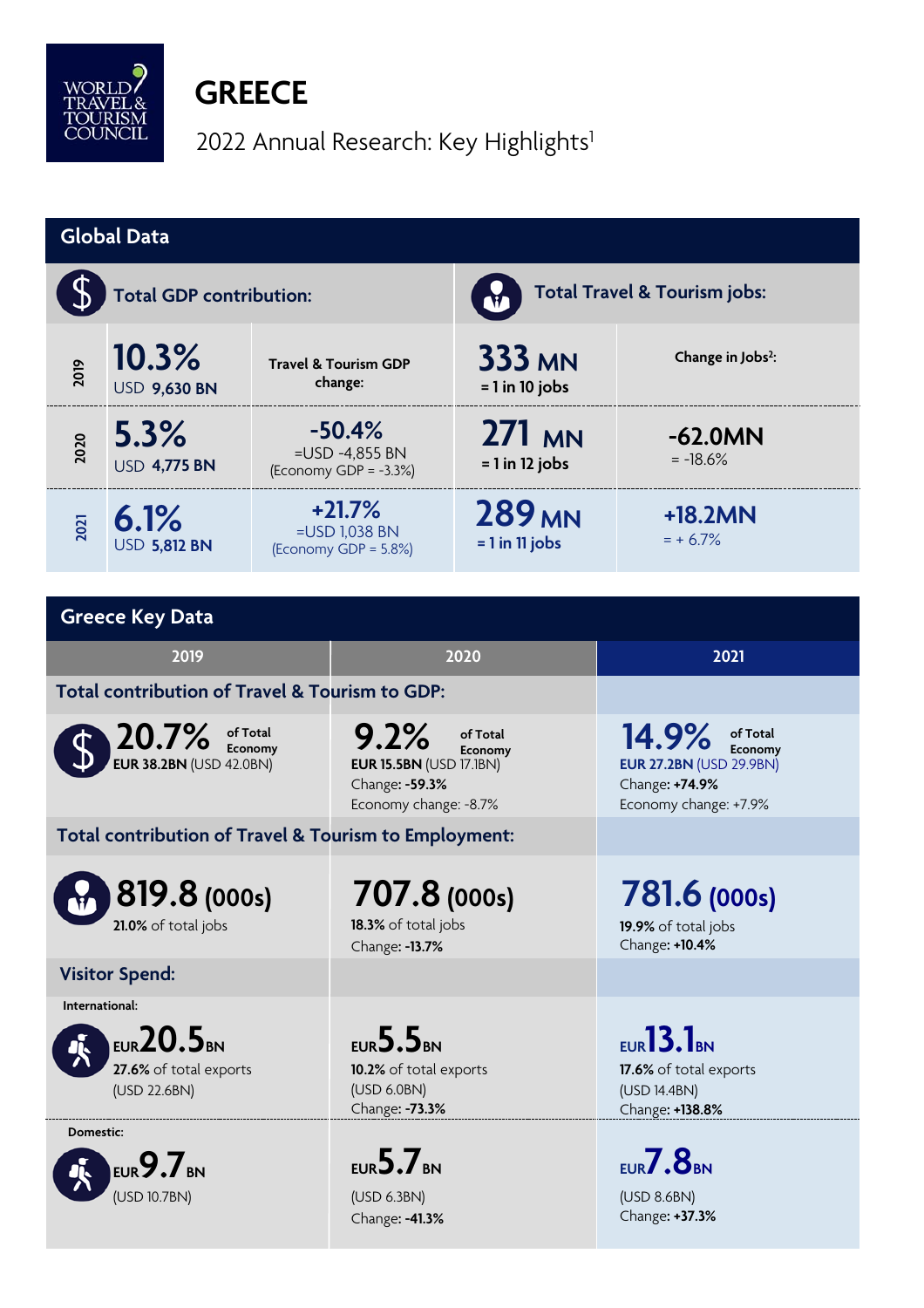WORLD TRAVEL & TOURISM COUNCIL

# GREECE

2022 Annual Research: Key Highlights[1]

## Global Data

| | Total GDP contribution: | Travel & Tourism GDP change: | Total Travel & Tourism jobs: | Change in Jobs[2]: |
|---|---|---|---|---|
| 2019 | **10.3%** USD **9,630 BN** | | **333 MN** = 1 in 10 jobs | |
| 2020 | **5.3%** USD **4,775 BN** | **-50.4%** =USD -4,855 BN (Economy GDP = -3.3%) | **271 MN** = 1 in 12 jobs | **-62.0MN** = -18.6% |
| 2021 | **6.1%** USD **5,812 BN** | **+21.7%** =USD 1,038 BN (Economy GDP = 5.8%) | **289 MN** = 1 in 11 jobs | **+18.2MN** = + 6.7% |

## Greece Key Data

| | 2019 | 2020 | 2021 |
|---|---|---|---|
| **Total contribution of Travel & Tourism to GDP:** | | | |
| | **20.7%** of Total Economy<br>**EUR 38.2BN** (USD 42.0BN) | **9.2%** of Total Economy<br>**EUR 15.5BN** (USD 17.1BN)<br>Change: **-59.3%**<br>Economy change: -8.7% | **14.9%** of Total Economy<br>**EUR 27.2BN** (USD 29.9BN)<br>Change: **+74.9%**<br>Economy change: +7.9% |
| **Total contribution of Travel & Tourism to Employment:** | | | |
| | **819.8 (000s)**<br>**21.0%** of total jobs | **707.8 (000s)**<br>**18.3%** of total jobs<br>Change: **-13.7%** | **781.6 (000s)**<br>**19.9%** of total jobs<br>Change: **+10.4%** |
| **Visitor Spend:** | | | |
| International: | EUR **20.5** BN<br>**27.6%** of total exports<br>(USD 22.6BN) | EUR **5.5** BN<br>**10.2%** of total exports<br>(USD 6.0BN)<br>Change: **-73.3%** | EUR **13.1** BN<br>**17.6%** of total exports<br>(USD 14.4BN)<br>Change: **+138.8%** |
| Domestic: | EUR **9.7** BN<br>(USD 10.7BN) | EUR **5.7** BN<br>(USD 6.3BN)<br>Change: **-41.3%** | EUR **7.8** BN<br>(USD 8.6BN)<br>Change: **+37.3%** |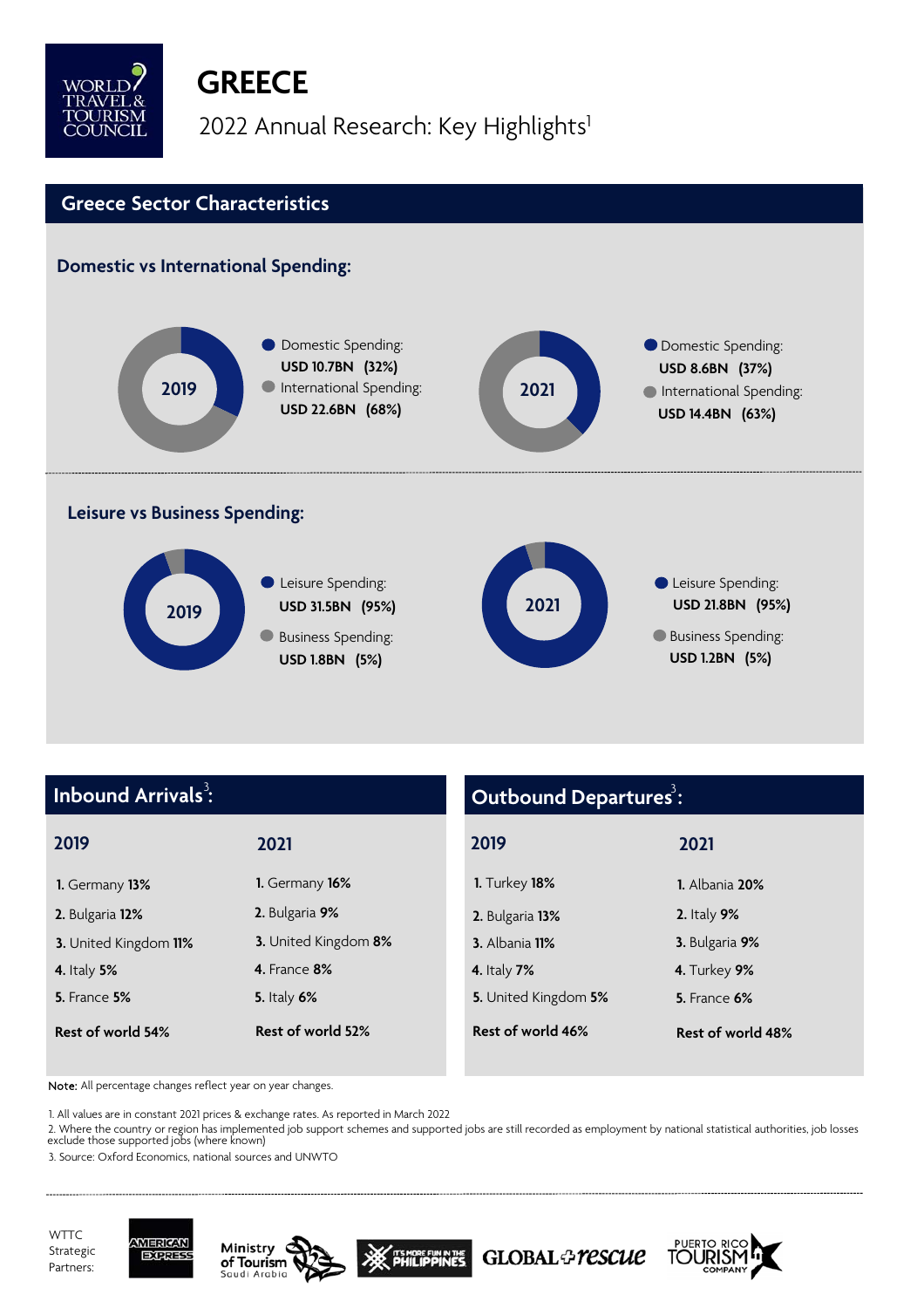# GREECE

2022 Annual Research: Key Highlights[1]

## Greece Sector Characteristics

### Domestic vs International Spending:

2019

Domestic Spending:
**USD 10.7BN (32%)**

International Spending:
**USD 22.6BN (68%)**

2021

Domestic Spending:
**USD 8.6BN (37%)**

International Spending:
**USD 14.4BN (63%)**

### Leisure vs Business Spending:

2019

Leisure Spending:
**USD 31.5BN (95%)**

Business Spending:
**USD 1.8BN (5%)**

2021

Leisure Spending:
**USD 21.8BN (95%)**

Business Spending:
**USD 1.2BN (5%)**

## Inbound Arrivals[3]:

| 2019 | 2021 |
| --- | --- |
| **1.** Germany **13%** | **1.** Germany **16%** |
| **2.** Bulgaria **12%** | **2.** Bulgaria **9%** |
| **3.** United Kingdom **11%** | **3.** United Kingdom **8%** |
| **4.** Italy **5%** | **4.** France **8%** |
| **5.** France **5%** | **5.** Italy **6%** |
| **Rest of world 54%** | **Rest of world 52%** |

## Outbound Departures[3]:

| 2019 | 2021 |
| --- | --- |
| **1.** Turkey **18%** | **1.** Albania **20%** |
| **2.** Bulgaria **13%** | **2.** Italy **9%** |
| **3.** Albania **11%** | **3.** Bulgaria **9%** |
| **4.** Italy **7%** | **4.** Turkey **9%** |
| **5.** United Kingdom **5%** | **5.** France **6%** |
| **Rest of world 46%** | **Rest of world 48%** |

Note: All percentage changes reflect year on year changes.

1. All values are in constant 2021 prices & exchange rates. As reported in March 2022
2. Where the country or region has implemented job support schemes and supported jobs are still recorded as employment by national statistical authorities, job losses exclude those supported jobs (where known)
3. Source: Oxford Economics, national sources and UNWTO

WTTC Strategic Partners: